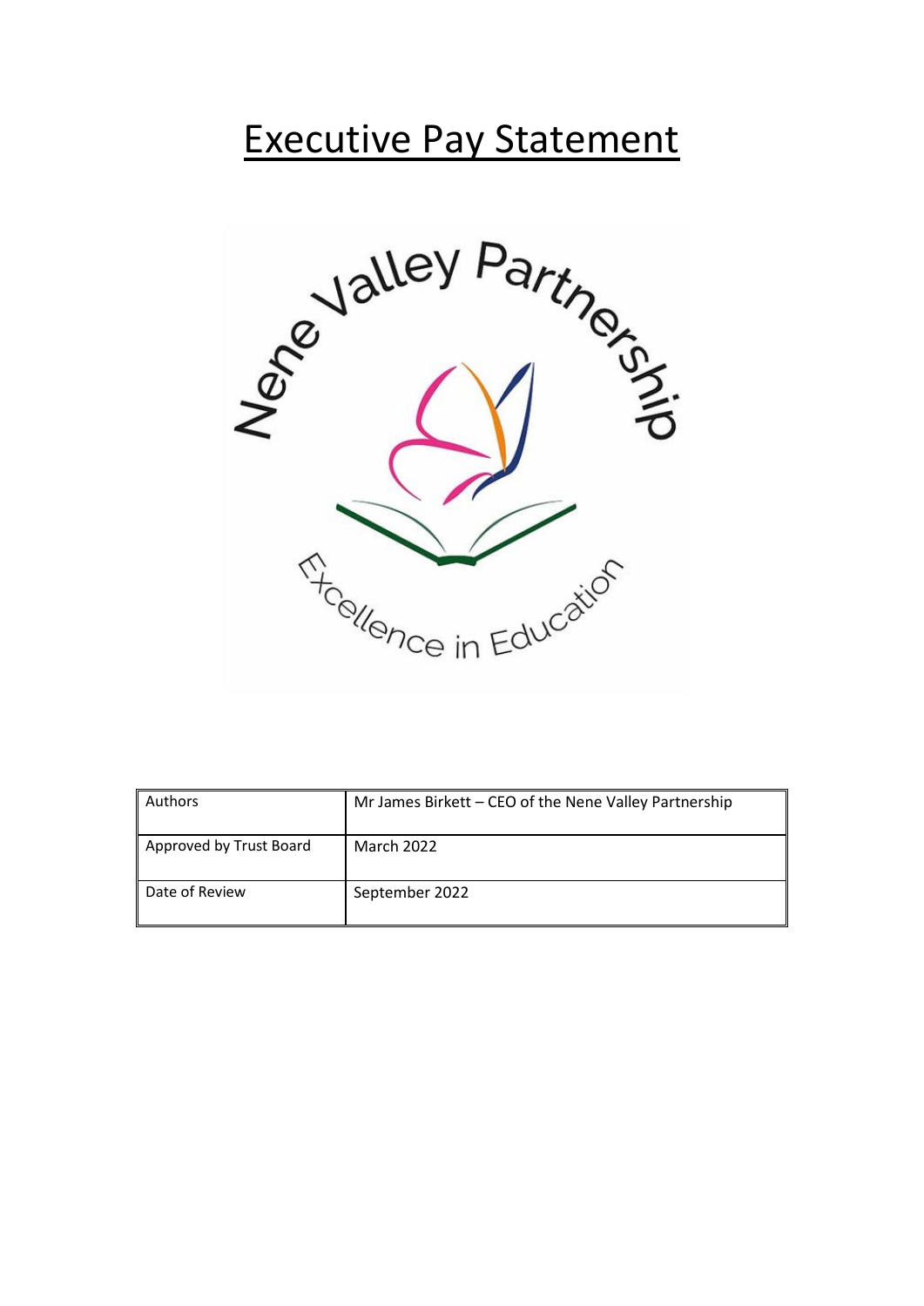# Executive Pay Statement

| Authors | Mr James Birkett – CEO of the Nene Valley Partnership |
| --- | --- |
| Approved by Trust Board | March 2022 |
| Date of Review | September 2022 |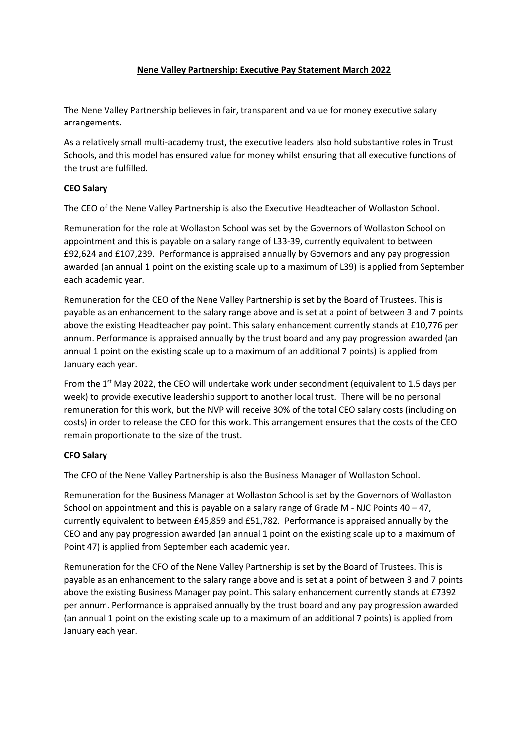**Nene Valley Partnership: Executive Pay Statement March 2022**

The Nene Valley Partnership believes in fair, transparent and value for money executive salary arrangements.

As a relatively small multi-academy trust, the executive leaders also hold substantive roles in Trust Schools, and this model has ensured value for money whilst ensuring that all executive functions of the trust are fulfilled.

**CEO Salary**

The CEO of the Nene Valley Partnership is also the Executive Headteacher of Wollaston School.

Remuneration for the role at Wollaston School was set by the Governors of Wollaston School on appointment and this is payable on a salary range of L33-39, currently equivalent to between £92,624 and £107,239. Performance is appraised annually by Governors and any pay progression awarded (an annual 1 point on the existing scale up to a maximum of L39) is applied from September each academic year.

Remuneration for the CEO of the Nene Valley Partnership is set by the Board of Trustees. This is payable as an enhancement to the salary range above and is set at a point of between 3 and 7 points above the existing Headteacher pay point. This salary enhancement currently stands at £10,776 per annum. Performance is appraised annually by the trust board and any pay progression awarded (an annual 1 point on the existing scale up to a maximum of an additional 7 points) is applied from January each year.

From the 1st May 2022, the CEO will undertake work under secondment (equivalent to 1.5 days per week) to provide executive leadership support to another local trust. There will be no personal remuneration for this work, but the NVP will receive 30% of the total CEO salary costs (including on costs) in order to release the CEO for this work. This arrangement ensures that the costs of the CEO remain proportionate to the size of the trust.

**CFO Salary**

The CFO of the Nene Valley Partnership is also the Business Manager of Wollaston School.

Remuneration for the Business Manager at Wollaston School is set by the Governors of Wollaston School on appointment and this is payable on a salary range of Grade M - NJC Points 40 – 47, currently equivalent to between £45,859 and £51,782. Performance is appraised annually by the CEO and any pay progression awarded (an annual 1 point on the existing scale up to a maximum of Point 47) is applied from September each academic year.

Remuneration for the CFO of the Nene Valley Partnership is set by the Board of Trustees. This is payable as an enhancement to the salary range above and is set at a point of between 3 and 7 points above the existing Business Manager pay point. This salary enhancement currently stands at £7392 per annum. Performance is appraised annually by the trust board and any pay progression awarded (an annual 1 point on the existing scale up to a maximum of an additional 7 points) is applied from January each year.